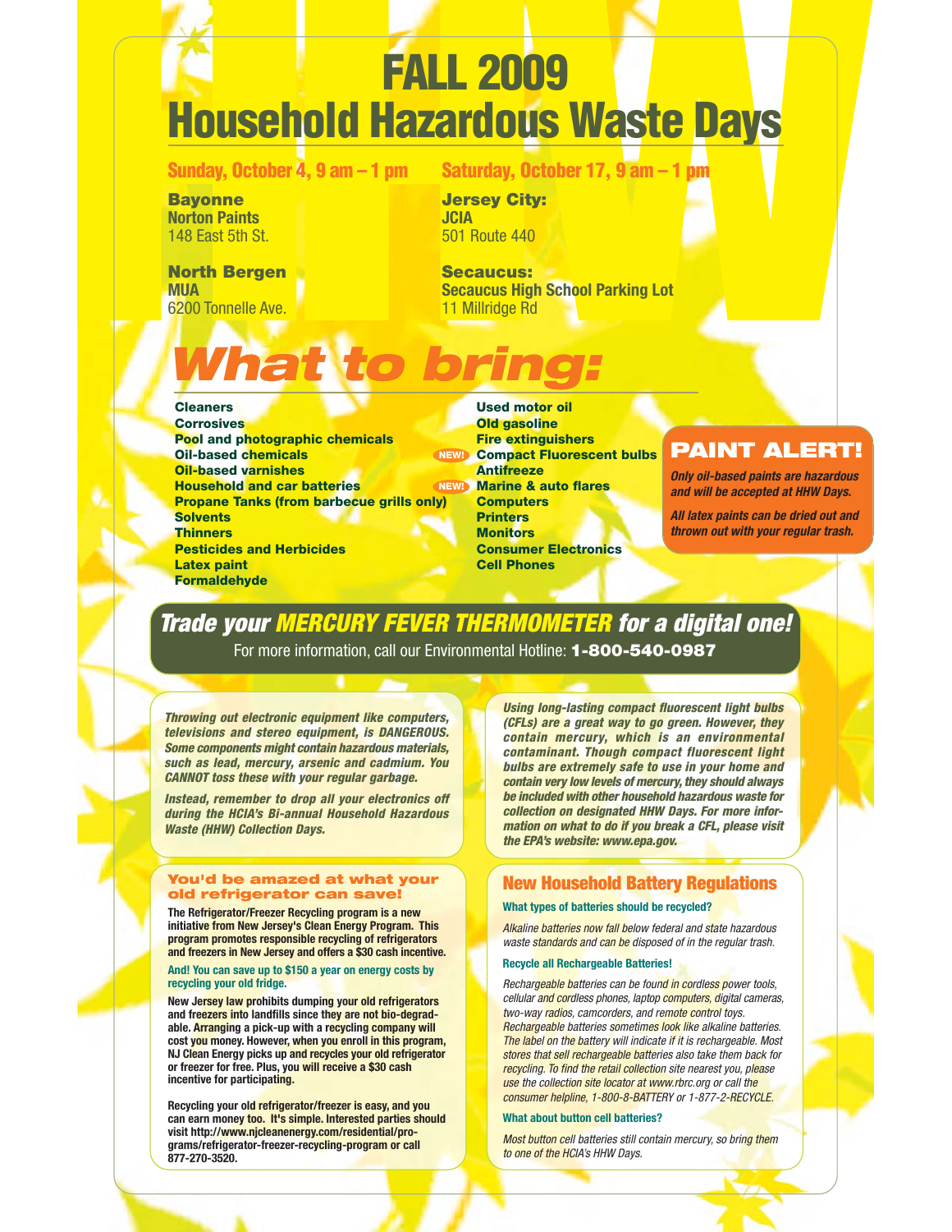# FALL 2009 Household Hazardous Waste Days

**Sunday, October 4, 9 am – 1 pm**

**Bayonne**
**Norton Paints**
148 East 5th St.

**North Bergen**
**MUA**
6200 Tonnelle Ave.

**Saturday, October 17, 9 am – 1 pm**

**Jersey City:**
**JCIA**
501 Route 440

**Secaucus:**
**Secaucus High School Parking Lot**
11 Millridge Rd

## *What to bring:*

- Cleaners
- Corrosives
- Pool and photographic chemicals
- Oil-based chemicals
- Oil-based varnishes
- Household and car batteries
- Propane Tanks (from barbecue grills only)
- Solvents
- Thinners
- Pesticides and Herbicides
- Latex paint
- Formaldehyde
- Used motor oil
- Old gasoline
- Fire extinguishers
- NEW! Compact Fluorescent bulbs
- Antifreeze
- NEW! Marine & auto flares
- Computers
- Printers
- Monitors
- Consumer Electronics
- Cell Phones

### PAINT ALERT!

*Only oil-based paints are hazardous and will be accepted at HHW Days.*

*All latex paints can be dried out and thrown out with your regular trash.*

## *Trade your MERCURY FEVER THERMOMETER for a digital one!*

For more information, call our Environmental Hotline: **1-800-540-0987**

*Throwing out electronic equipment like computers, televisions and stereo equipment, is DANGEROUS. Some components might contain hazardous materials, such as lead, mercury, arsenic and cadmium. You CANNOT toss these with your regular garbage.*

*Instead, remember to drop all your electronics off during the HCIA's Bi-annual Household Hazardous Waste (HHW) Collection Days.*

*Using long-lasting compact fluorescent light bulbs (CFLs) are a great way to go green. However, they contain mercury, which is an environmental contaminant. Though compact fluorescent light bulbs are extremely safe to use in your home and contain very low levels of mercury, they should always be included with other household hazardous waste for collection on designated HHW Days. For more information on what to do if you break a CFL, please visit the EPA's website: www.epa.gov.*

### You'd be amazed at what your old refrigerator can save!

**The Refrigerator/Freezer Recycling program is a new initiative from New Jersey's Clean Energy Program. This program promotes responsible recycling of refrigerators and freezers in New Jersey and offers a $30 cash incentive.**

**And! You can save up to $150 a year on energy costs by recycling your old fridge.**

**New Jersey law prohibits dumping your old refrigerators and freezers into landfills since they are not bio-degradable. Arranging a pick-up with a recycling company will cost you money. However, when you enroll in this program, NJ Clean Energy picks up and recycles your old refrigerator or freezer for free. Plus, you will receive a $30 cash incentive for participating.**

**Recycling your old refrigerator/freezer is easy, and you can earn money too. It's simple. Interested parties should visit http://www.njcleanenergy.com/residential/programs/refrigerator-freezer-recycling-program or call 877-270-3520.**

### New Household Battery Regulations

**What types of batteries should be recycled?**

*Alkaline batteries now fall below federal and state hazardous waste standards and can be disposed of in the regular trash.*

**Recycle all Rechargeable Batteries!**

*Rechargeable batteries can be found in cordless power tools, cellular and cordless phones, laptop computers, digital cameras, two-way radios, camcorders, and remote control toys. Rechargeable batteries sometimes look like alkaline batteries. The label on the battery will indicate if it is rechargeable. Most stores that sell rechargeable batteries also take them back for recycling. To find the retail collection site nearest you, please use the collection site locator at www.rbrc.org or call the consumer helpline, 1-800-8-BATTERY or 1-877-2-RECYCLE.*

**What about button cell batteries?**

*Most button cell batteries still contain mercury, so bring them to one of the HCIA's HHW Days.*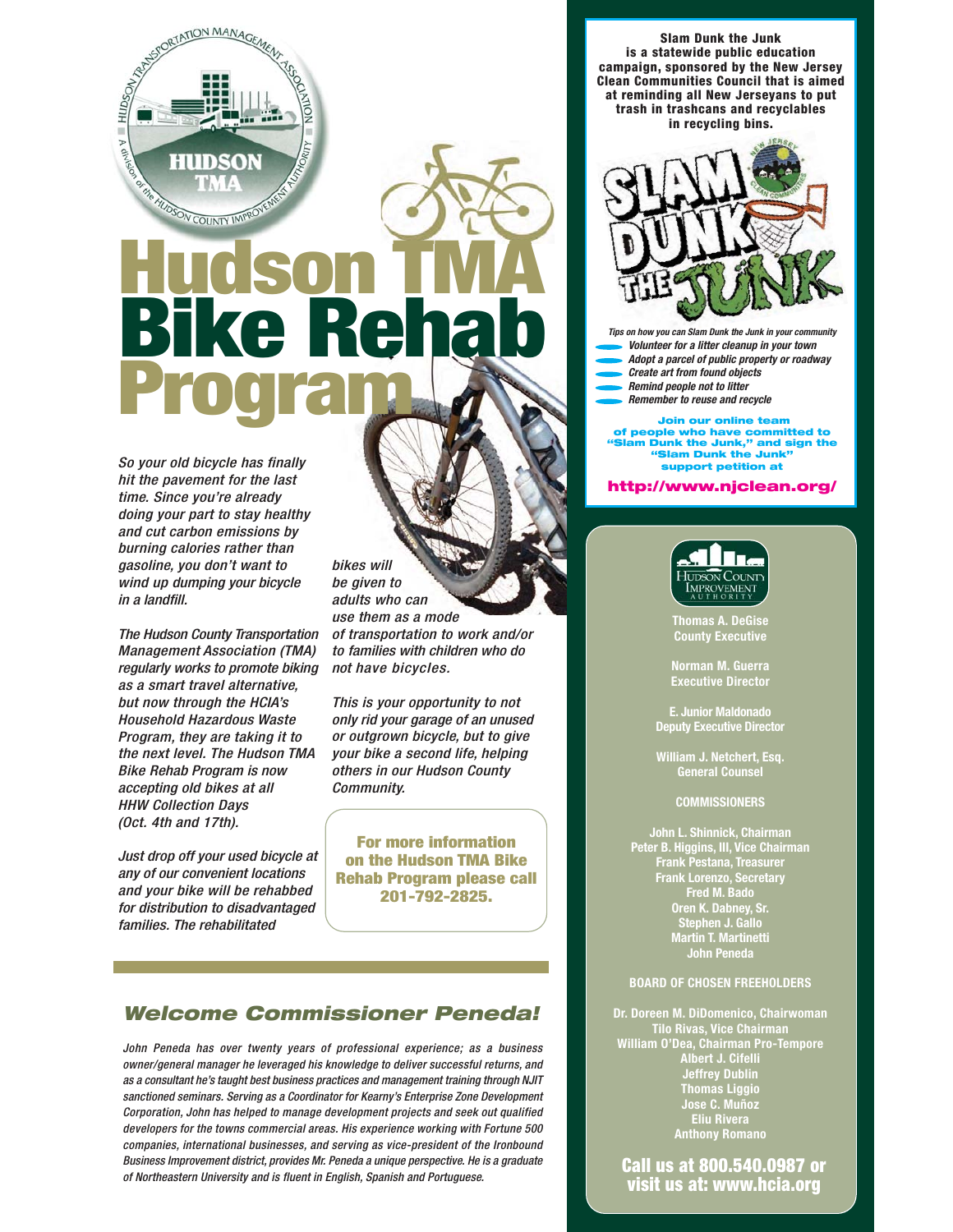# Hudson TMA Bike Rehab Program

*So your old bicycle has finally hit the pavement for the last time. Since you're already doing your part to stay healthy and cut carbon emissions by burning calories rather than gasoline, you don't want to wind up dumping your bicycle in a landfill.*

*The Hudson County Transportation Management Association (TMA) regularly works to promote biking as a smart travel alternative, but now through the HCIA's Household Hazardous Waste Program, they are taking it to the next level. The Hudson TMA Bike Rehab Program is now accepting old bikes at all HHW Collection Days (Oct. 4th and 17th).*

*Just drop off your used bicycle at any of our convenient locations and your bike will be rehabbed for distribution to disadvantaged families. The rehabilitated bikes will be given to adults who can use them as a mode of transportation to work and/or to families with children who do not have bicycles.*

*This is your opportunity to not only rid your garage of an unused or outgrown bicycle, but to give your bike a second life, helping others in our Hudson County Community.*

**For more information on the Hudson TMA Bike Rehab Program please call 201-792-2825.**

## *Welcome Commissioner Peneda!*

*John Peneda has over twenty years of professional experience; as a business owner/general manager he leveraged his knowledge to deliver successful returns, and as a consultant he's taught best business practices and management training through NJIT sanctioned seminars. Serving as a Coordinator for Kearny's Enterprise Zone Development Corporation, John has helped to manage development projects and seek out qualified developers for the towns commercial areas. His experience working with Fortune 500 companies, international businesses, and serving as vice-president of the Ironbound Business Improvement district, provides Mr. Peneda a unique perspective. He is a graduate of Northeastern University and is fluent in English, Spanish and Portuguese.*

---

**Slam Dunk the Junk is a statewide public education campaign, sponsored by the New Jersey Clean Communities Council that is aimed at reminding all New Jerseyans to put trash in trashcans and recyclables in recycling bins.**

*Tips on how you can Slam Dunk the Junk in your community*

- *Volunteer for a litter cleanup in your town*
- *Adopt a parcel of public property or roadway*
- *Create art from found objects*
- *Remind people not to litter*
- *Remember to reuse and recycle*

**Join our online team of people who have committed to "Slam Dunk the Junk," and sign the "Slam Dunk the Junk" support petition at**

**http://www.njclean.org/**

---

**Hudson County Improvement Authority**

**Thomas A. DeGise**
County Executive

**Norman M. Guerra**
Executive Director

**E. Junior Maldonado**
Deputy Executive Director

**William J. Netchert, Esq.**
General Counsel

**COMMISSIONERS**

John L. Shinnick, Chairman
Peter B. Higgins, III, Vice Chairman
Frank Pestana, Treasurer
Frank Lorenzo, Secretary
Fred M. Bado
Oren K. Dabney, Sr.
Stephen J. Gallo
Martin T. Martinetti
John Peneda

**BOARD OF CHOSEN FREEHOLDERS**

Dr. Doreen M. DiDomenico, Chairwoman
Tilo Rivas, Vice Chairman
William O'Dea, Chairman Pro-Tempore
Albert J. Cifelli
Jeffrey Dublin
Thomas Liggio
Jose C. Muñoz
Eliu Rivera
Anthony Romano

**Call us at 800.540.0987 or visit us at: www.hcia.org**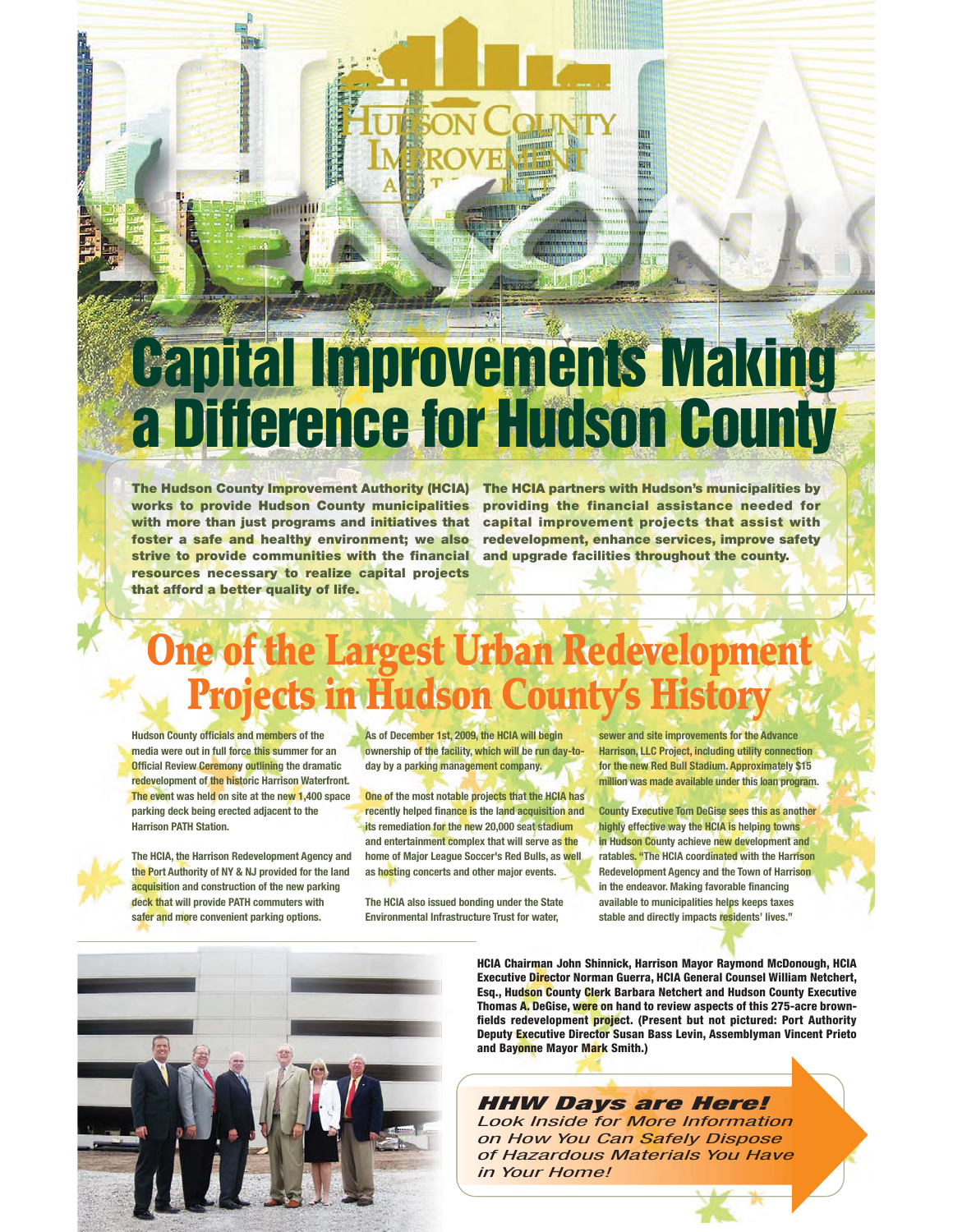# Capital Improvements Making a Difference for Hudson County

**The Hudson County Improvement Authority (HCIA) works to provide Hudson County municipalities with more than just programs and initiatives that foster a safe and healthy environment; we also strive to provide communities with the financial resources necessary to realize capital projects that afford a better quality of life.**

**The HCIA partners with Hudson's municipalities by providing the financial assistance needed for capital improvement projects that assist with redevelopment, enhance services, improve safety and upgrade facilities throughout the county.**

## One of the Largest Urban Redevelopment Projects in Hudson County's History

Hudson County officials and members of the media were out in full force this summer for an Official Review Ceremony outlining the dramatic redevelopment of the historic Harrison Waterfront. The event was held on site at the new 1,400 space parking deck being erected adjacent to the Harrison PATH Station.

The HCIA, the Harrison Redevelopment Agency and the Port Authority of NY & NJ provided for the land acquisition and construction of the new parking deck that will provide PATH commuters with safer and more convenient parking options.

As of December 1st, 2009, the HCIA will begin ownership of the facility, which will be run day-to-day by a parking management company.

One of the most notable projects that the HCIA has recently helped finance is the land acquisition and its remediation for the new 20,000 seat stadium and entertainment complex that will serve as the home of Major League Soccer's Red Bulls, as well as hosting concerts and other major events.

The HCIA also issued bonding under the State Environmental Infrastructure Trust for water, sewer and site improvements for the Advance Harrison, LLC Project, including utility connection for the new Red Bull Stadium. Approximately $15 million was made available under this loan program.

County Executive Tom DeGise sees this as another highly effective way the HCIA is helping towns in Hudson County achieve new development and ratables. "The HCIA coordinated with the Harrison Redevelopment Agency and the Town of Harrison in the endeavor. Making favorable financing available to municipalities helps keeps taxes stable and directly impacts residents' lives."

**HCIA Chairman John Shinnick, Harrison Mayor Raymond McDonough, HCIA Executive Director Norman Guerra, HCIA General Counsel William Netchert, Esq., Hudson County Clerk Barbara Netchert and Hudson County Executive Thomas A. DeGise, were on hand to review aspects of this 275-acre brownfields redevelopment project. (Present but not pictured: Port Authority Deputy Executive Director Susan Bass Levin, Assemblyman Vincent Prieto and Bayonne Mayor Mark Smith.)**

***HHW Days are Here!***

*Look Inside for More Information on How You Can Safely Dispose of Hazardous Materials You Have in Your Home!*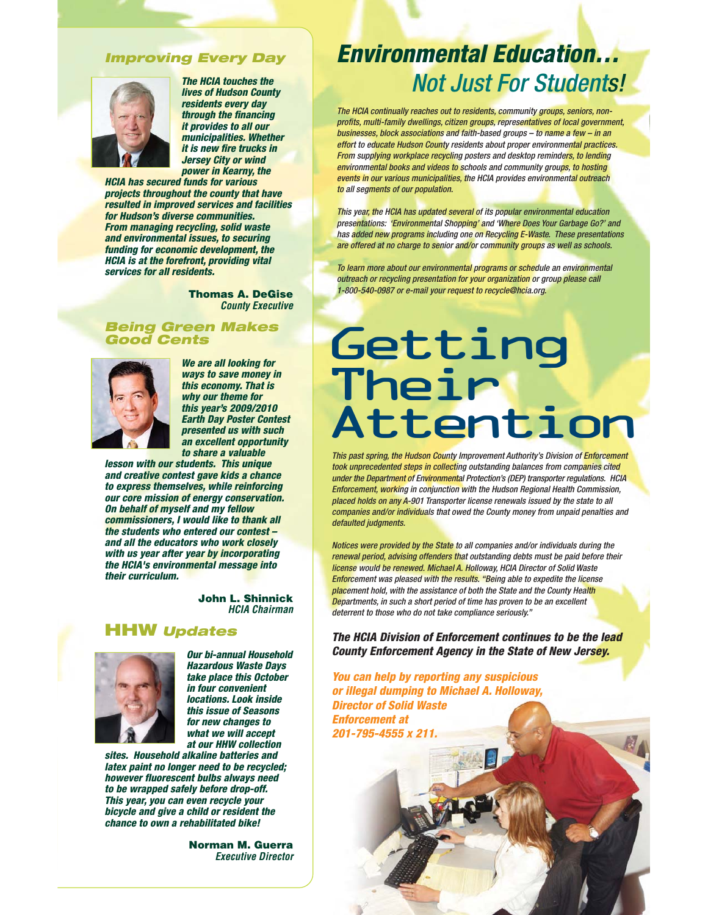## Improving Every Day

***The HCIA touches the lives of Hudson County residents every day through the financing it provides to all our municipalities. Whether it is new fire trucks in Jersey City or wind power in Kearny, the HCIA has secured funds for various projects throughout the county that have resulted in improved services and facilities for Hudson's diverse communities. From managing recycling, solid waste and environmental issues, to securing funding for economic development, the HCIA is at the forefront, providing vital services for all residents.***

**Thomas A. DeGise**
*County Executive*

## Being Green Makes Good Cents

***We are all looking for ways to save money in this economy. That is why our theme for this year's 2009/2010 Earth Day Poster Contest presented us with such an excellent opportunity to share a valuable lesson with our students. This unique and creative contest gave kids a chance to express themselves, while reinforcing our core mission of energy conservation. On behalf of myself and my fellow commissioners, I would like to thank all the students who entered our contest – and all the educators who work closely with us year after year by incorporating the HCIA's environmental message into their curriculum.***

**John L. Shinnick**
*HCIA Chairman*

## HHW *Updates*

***Our bi-annual Household Hazardous Waste Days take place this October in four convenient locations. Look inside this issue of Seasons for new changes to what we will accept at our HHW collection sites. Household alkaline batteries and latex paint no longer need to be recycled; however fluorescent bulbs always need to be wrapped safely before drop-off. This year, you can even recycle your bicycle and give a child or resident the chance to own a rehabilitated bike!***

**Norman M. Guerra**
*Executive Director*

# *Environmental Education… Not Just For Students!*

*The HCIA continually reaches out to residents, community groups, seniors, non-profits, multi-family dwellings, citizen groups, representatives of local government, businesses, block associations and faith-based groups – to name a few – in an effort to educate Hudson County residents about proper environmental practices. From supplying workplace recycling posters and desktop reminders, to lending environmental books and videos to schools and community groups, to hosting events in our various municipalities, the HCIA provides environmental outreach to all segments of our population.*

*This year, the HCIA has updated several of its popular environmental education presentations: 'Environmental Shopping' and 'Where Does Your Garbage Go?' and has added new programs including one on Recycling E-Waste. These presentations are offered at no charge to senior and/or community groups as well as schools.*

*To learn more about our environmental programs or schedule an environmental outreach or recycling presentation for your organization or group please call 1-800-540-0987 or e-mail your request to recycle@hcia.org.*

# Getting Their Attention

*This past spring, the Hudson County Improvement Authority's Division of Enforcement took unprecedented steps in collecting outstanding balances from companies cited under the Department of Environmental Protection's (DEP) transporter regulations. HCIA Enforcement, working in conjunction with the Hudson Regional Health Commission, placed holds on any A-901 Transporter license renewals issued by the state to all companies and/or individuals that owed the County money from unpaid penalties and defaulted judgments.*

*Notices were provided by the State to all companies and/or individuals during the renewal period, advising offenders that outstanding debts must be paid before their license would be renewed. Michael A. Holloway, HCIA Director of Solid Waste Enforcement was pleased with the results. "Being able to expedite the license placement hold, with the assistance of both the State and the County Health Departments, in such a short period of time has proven to be an excellent deterrent to those who do not take compliance seriously."*

***The HCIA Division of Enforcement continues to be the lead County Enforcement Agency in the State of New Jersey.***

***You can help by reporting any suspicious or illegal dumping to Michael A. Holloway, Director of Solid Waste Enforcement at 201-795-4555 x 211.***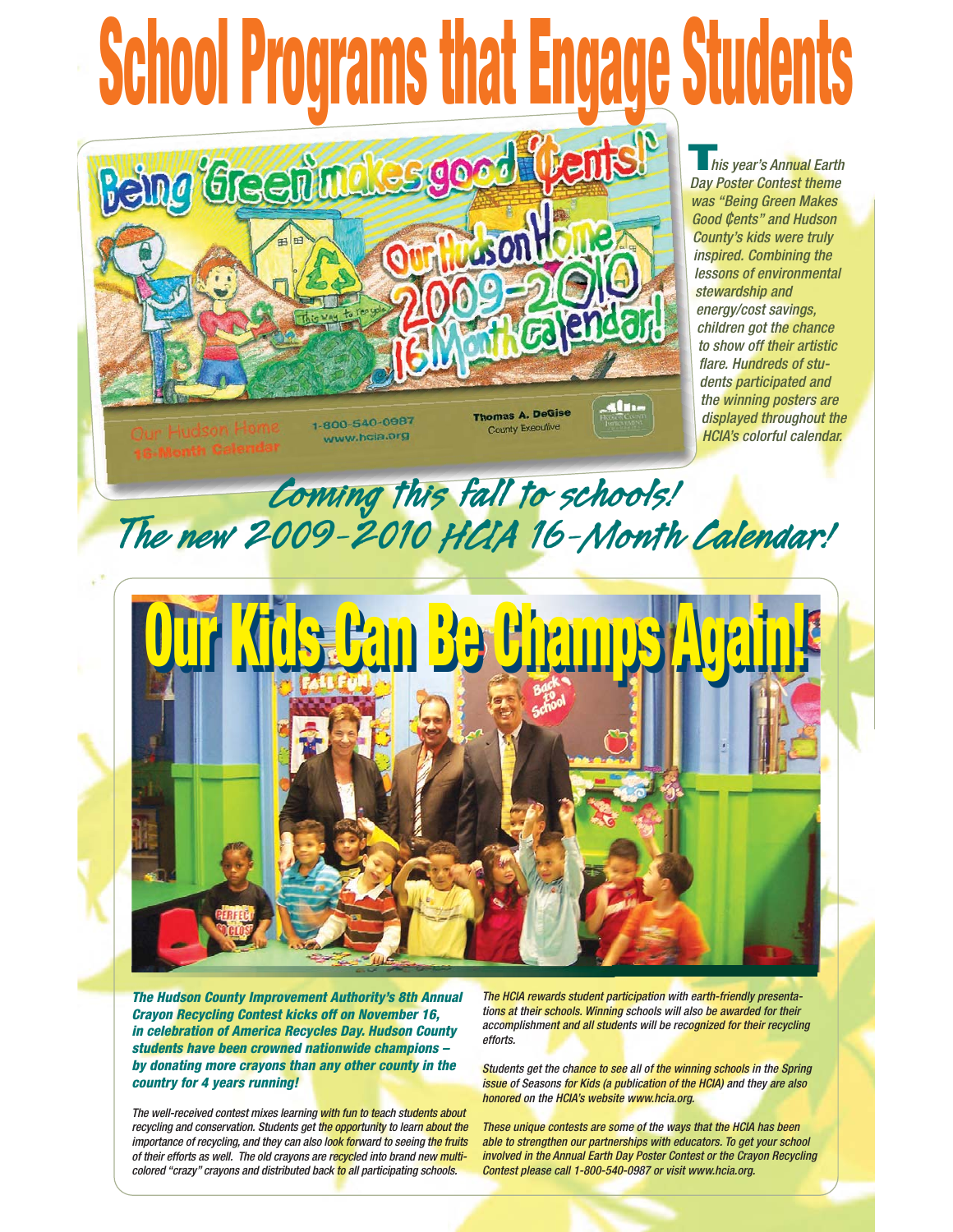# School Programs that Engage Students

*This year's Annual Earth Day Poster Contest theme was "Being Green Makes Good ₵ents" and Hudson County's kids were truly inspired. Combining the lessons of environmental stewardship and energy/cost savings, children got the chance to show off their artistic flare. Hundreds of students participated and the winning posters are displayed throughout the HCIA's colorful calendar.*

## *Coming this fall to schools! The new 2009-2010 HCIA 16-Month Calendar!*

## Our Kids Can Be Champs Again!

***The Hudson County Improvement Authority's 8th Annual Crayon Recycling Contest kicks off on November 16, in celebration of America Recycles Day. Hudson County students have been crowned nationwide champions – by donating more crayons than any other county in the country for 4 years running!***

*The well-received contest mixes learning with fun to teach students about recycling and conservation. Students get the opportunity to learn about the importance of recycling, and they can also look forward to seeing the fruits of their efforts as well. The old crayons are recycled into brand new multi-colored "crazy" crayons and distributed back to all participating schools.*

*The HCIA rewards student participation with earth-friendly presentations at their schools. Winning schools will also be awarded for their accomplishment and all students will be recognized for their recycling efforts.*

*Students get the chance to see all of the winning schools in the Spring issue of Seasons for Kids (a publication of the HCIA) and they are also honored on the HCIA's website www.hcia.org.*

*These unique contests are some of the ways that the HCIA has been able to strengthen our partnerships with educators. To get your school involved in the Annual Earth Day Poster Contest or the Crayon Recycling Contest please call 1-800-540-0987 or visit www.hcia.org.*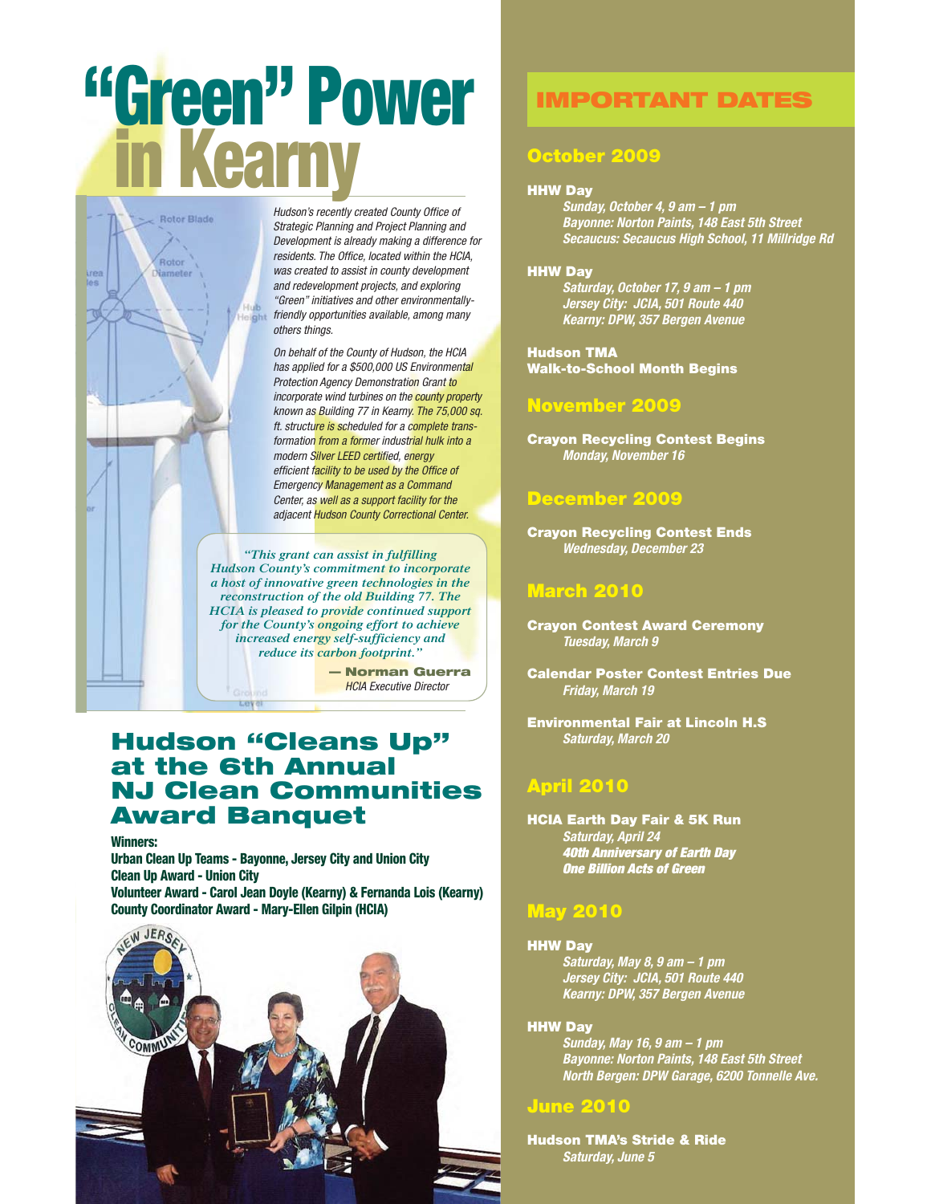# "Green" Power in Kearny

*Hudson's recently created County Office of Strategic Planning and Project Planning and Development is already making a difference for residents. The Office, located within the HCIA, was created to assist in county development and redevelopment projects, and exploring "Green" initiatives and other environmentally-friendly opportunities available, among many others things.*

*On behalf of the County of Hudson, the HCIA has applied for a $500,000 US Environmental Protection Agency Demonstration Grant to incorporate wind turbines on the county property known as Building 77 in Kearny. The 75,000 sq. ft. structure is scheduled for a complete transformation from a former industrial hulk into a modern Silver LEED certified, energy efficient facility to be used by the Office of Emergency Management as a Command Center, as well as a support facility for the adjacent Hudson County Correctional Center.*

> *"This grant can assist in fulfilling Hudson County's commitment to incorporate a host of innovative green technologies in the reconstruction of the old Building 77. The HCIA is pleased to provide continued support for the County's ongoing effort to achieve increased energy self-sufficiency and reduce its carbon footprint."*
>
> **— Norman Guerra**
> *HCIA Executive Director*

## Hudson "Cleans Up" at the 6th Annual NJ Clean Communities Award Banquet

**Winners:**
**Urban Clean Up Teams - Bayonne, Jersey City and Union City**
**Clean Up Award - Union City**
**Volunteer Award - Carol Jean Doyle (Kearny) & Fernanda Lois (Kearny)**
**County Coordinator Award - Mary-Ellen Gilpin (HCIA)**

## IMPORTANT DATES

### October 2009

**HHW Day**
*Sunday, October 4, 9 am – 1 pm*
*Bayonne: Norton Paints, 148 East 5th Street*
*Secaucus: Secaucus High School, 11 Millridge Rd*

**HHW Day**
*Saturday, October 17, 9 am – 1 pm*
*Jersey City: JCIA, 501 Route 440*
*Kearny: DPW, 357 Bergen Avenue*

**Hudson TMA**
**Walk-to-School Month Begins**

### November 2009

**Crayon Recycling Contest Begins**
*Monday, November 16*

### December 2009

**Crayon Recycling Contest Ends**
*Wednesday, December 23*

### March 2010

**Crayon Contest Award Ceremony**
*Tuesday, March 9*

**Calendar Poster Contest Entries Due**
*Friday, March 19*

**Environmental Fair at Lincoln H.S**
*Saturday, March 20*

### April 2010

**HCIA Earth Day Fair & 5K Run**
*Saturday, April 24*
***40th Anniversary of Earth Day***
***One Billion Acts of Green***

### May 2010

**HHW Day**
*Saturday, May 8, 9 am – 1 pm*
*Jersey City: JCIA, 501 Route 440*
*Kearny: DPW, 357 Bergen Avenue*

**HHW Day**
*Sunday, May 16, 9 am – 1 pm*
*Bayonne: Norton Paints, 148 East 5th Street*
*North Bergen: DPW Garage, 6200 Tonnelle Ave.*

### June 2010

**Hudson TMA's Stride & Ride**
*Saturday, June 5*